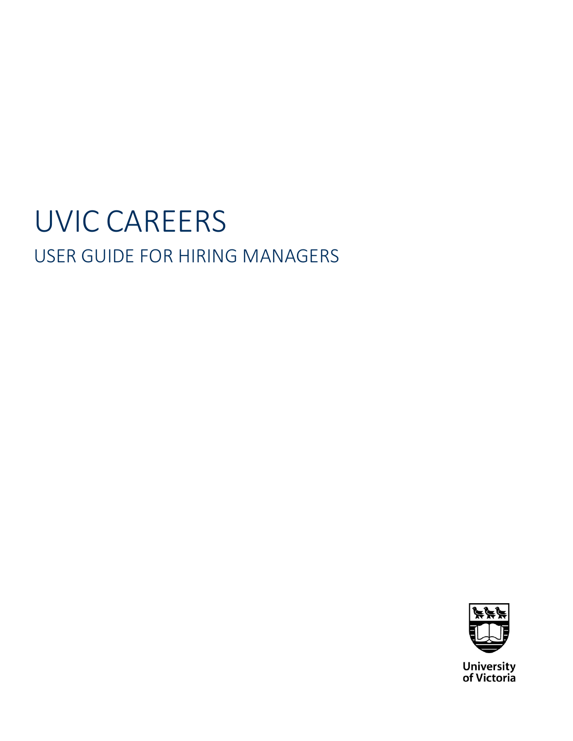# UVIC CAREERS

## USER GUIDE FOR HIRING MANAGERS

University of Victoria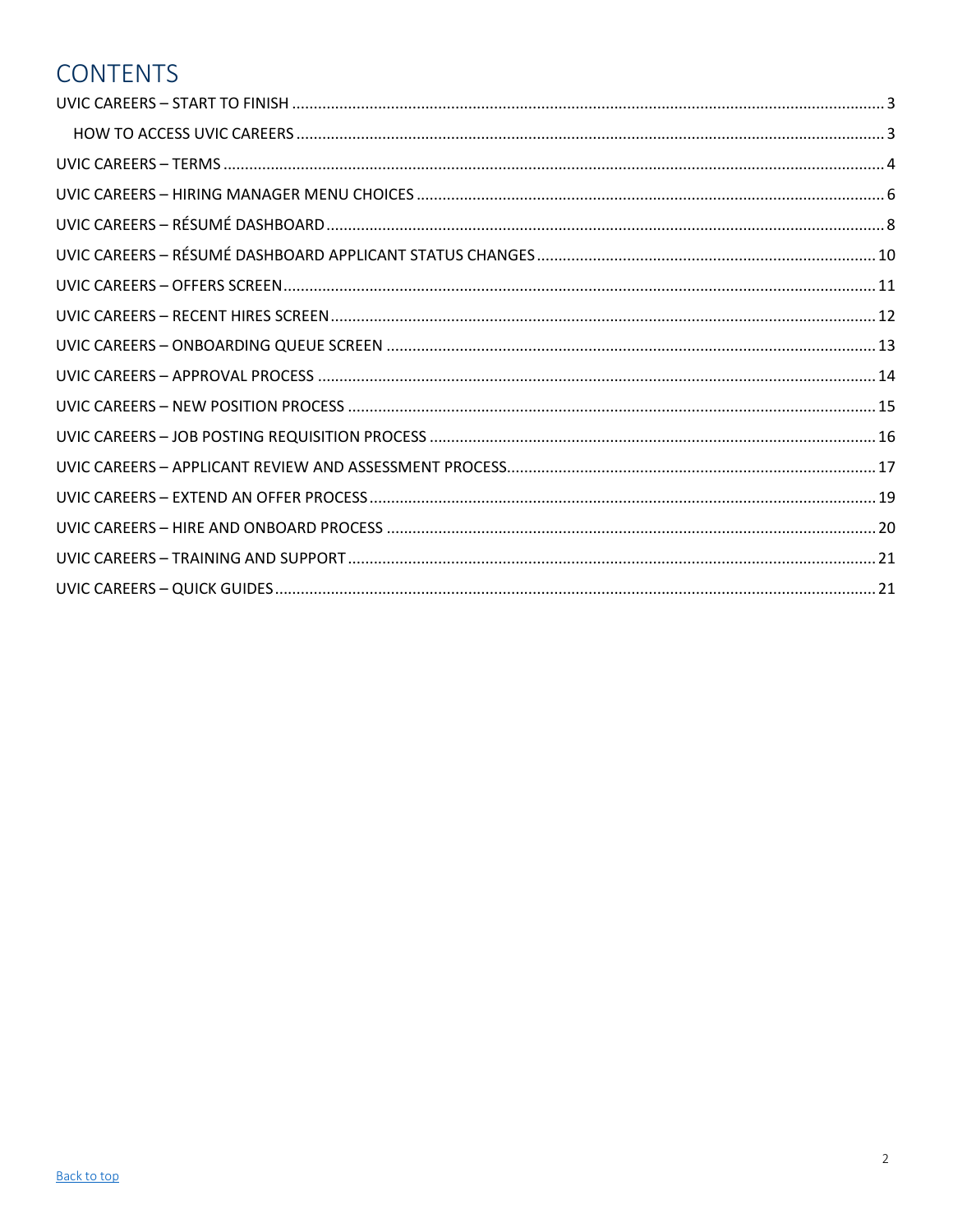# CONTENTS

UVIC CAREERS – START TO FINISH ........................................................................................................................... 3

HOW TO ACCESS UVIC CAREERS ........................................................................................................................ 3

UVIC CAREERS – TERMS ........................................................................................................................................... 4

UVIC CAREERS – HIRING MANAGER MENU CHOICES ............................................................................................ 6

UVIC CAREERS – RÉSUMÉ DASHBOARD ................................................................................................................. 8

UVIC CAREERS – RÉSUMÉ DASHBOARD APPLICANT STATUS CHANGES .............................................................. 10

UVIC CAREERS – OFFERS SCREEN ......................................................................................................................... 11

UVIC CAREERS – RECENT HIRES SCREEN .............................................................................................................. 12

UVIC CAREERS – ONBOARDING QUEUE SCREEN ................................................................................................. 13

UVIC CAREERS – APPROVAL PROCESS ................................................................................................................. 14

UVIC CAREERS – NEW POSITION PROCESS .......................................................................................................... 15

UVIC CAREERS – JOB POSTING REQUISITION PROCESS ....................................................................................... 16

UVIC CAREERS – APPLICANT REVIEW AND ASSESSMENT PROCESS...................................................................... 17

UVIC CAREERS – EXTEND AN OFFER PROCESS ..................................................................................................... 19

UVIC CAREERS – HIRE AND ONBOARD PROCESS ................................................................................................. 20

UVIC CAREERS – TRAINING AND SUPPORT .......................................................................................................... 21

UVIC CAREERS – QUICK GUIDES .......................................................................................................................... 21

Back to top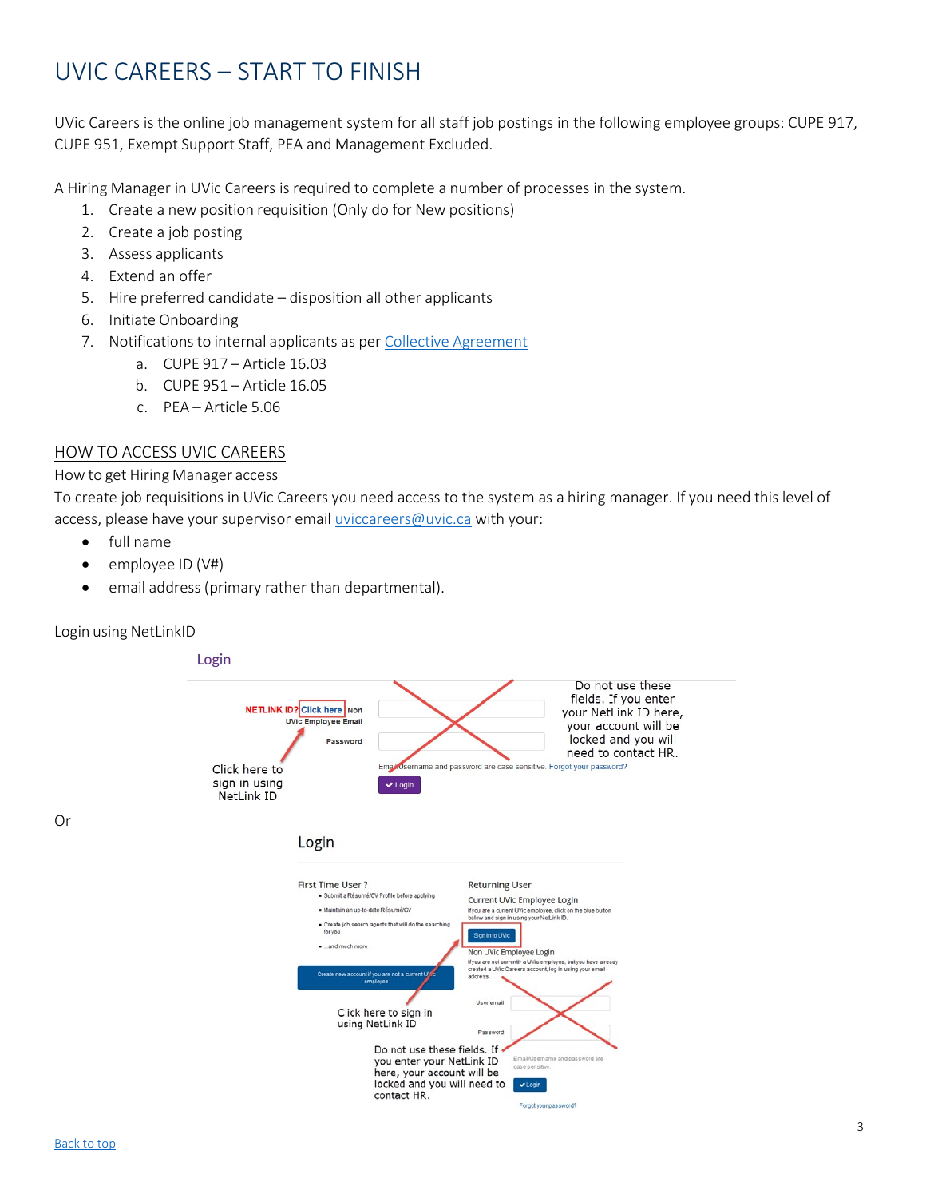# UVIC CAREERS – START TO FINISH

UVic Careers is the online job management system for all staff job postings in the following employee groups: CUPE 917, CUPE 951, Exempt Support Staff, PEA and Management Excluded.

A Hiring Manager in UVic Careers is required to complete a number of processes in the system.

1. Create a new position requisition (Only do for New positions)
2. Create a job posting
3. Assess applicants
4. Extend an offer
5. Hire preferred candidate – disposition all other applicants
6. Initiate Onboarding
7. Notifications to internal applicants as per Collective Agreement
   a. CUPE 917 – Article 16.03
   b. CUPE 951 – Article 16.05
   c. PEA – Article 5.06

## HOW TO ACCESS UVIC CAREERS

How to get Hiring Manager access

To create job requisitions in UVic Careers you need access to the system as a hiring manager. If you need this level of access, please have your supervisor email uviccareers@uvic.ca with your:

- full name
- employee ID (V#)
- email address (primary rather than departmental).

Login using NetLinkID

Login

NETLINK ID? Click here Non UVic Employee Email

Password

Email/Username and password are case sensitive. Forgot your password?

Login

Click here to sign in using NetLink ID

Do not use these fields. If you enter your NetLink ID here, your account will be locked and you will need to contact HR.

Or

Login

First Time User ?

- Submit a Résumé/CV Profile before applying
- Maintain an up-to-date Résumé/CV
- Create job search agents that will do the searching for you
- ...and much more

Create new account if you are not a current UVic employee

Returning User

Current UVic Employee Login

If you are a current UVic employee, click on the blue button below and sign in using your NetLink ID.

Sign in to UVic

Non UVic Employee Login

If you are not currently a UVic employee, but you have already created a UVic Careers account, log in using your email address.

User email

Password

Email/Username and password are case sensitive.

Login

Forgot your password?

Click here to sign in using NetLink ID

Do not use these fields. If you enter your NetLink ID here, your account will be locked and you will need to contact HR.

Back to top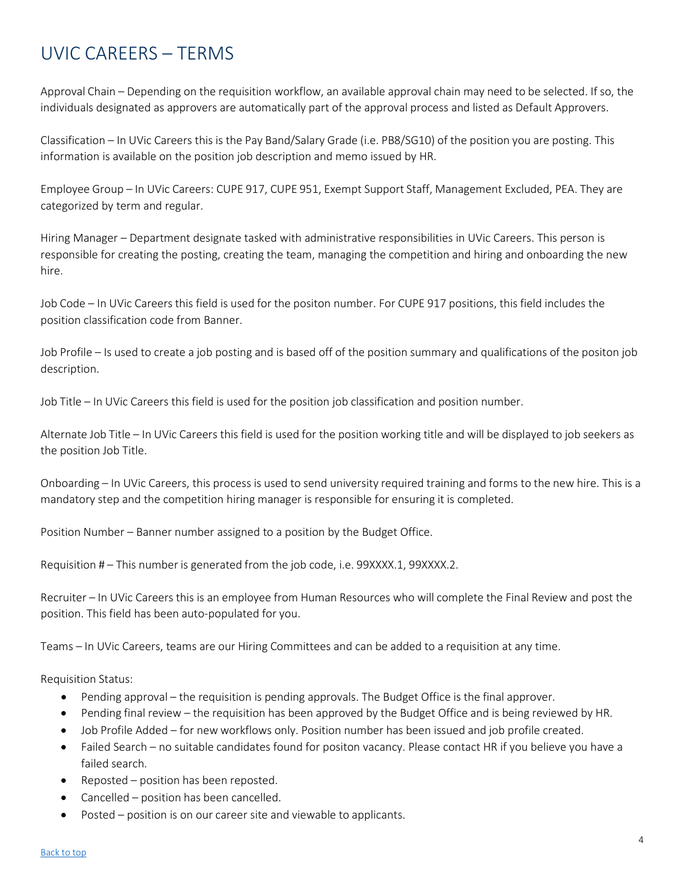# UVIC CAREERS – TERMS

Approval Chain – Depending on the requisition workflow, an available approval chain may need to be selected. If so, the individuals designated as approvers are automatically part of the approval process and listed as Default Approvers.

Classification – In UVic Careers this is the Pay Band/Salary Grade (i.e. PB8/SG10) of the position you are posting. This information is available on the position job description and memo issued by HR.

Employee Group – In UVic Careers: CUPE 917, CUPE 951, Exempt Support Staff, Management Excluded, PEA. They are categorized by term and regular.

Hiring Manager – Department designate tasked with administrative responsibilities in UVic Careers. This person is responsible for creating the posting, creating the team, managing the competition and hiring and onboarding the new hire.

Job Code – In UVic Careers this field is used for the positon number. For CUPE 917 positions, this field includes the position classification code from Banner.

Job Profile – Is used to create a job posting and is based off of the position summary and qualifications of the positon job description.

Job Title – In UVic Careers this field is used for the position job classification and position number.

Alternate Job Title – In UVic Careers this field is used for the position working title and will be displayed to job seekers as the position Job Title.

Onboarding – In UVic Careers, this process is used to send university required training and forms to the new hire. This is a mandatory step and the competition hiring manager is responsible for ensuring it is completed.

Position Number – Banner number assigned to a position by the Budget Office.

Requisition # – This number is generated from the job code, i.e. 99XXXX.1, 99XXXX.2.

Recruiter – In UVic Careers this is an employee from Human Resources who will complete the Final Review and post the position. This field has been auto-populated for you.

Teams – In UVic Careers, teams are our Hiring Committees and can be added to a requisition at any time.

Requisition Status:

- Pending approval – the requisition is pending approvals. The Budget Office is the final approver.
- Pending final review – the requisition has been approved by the Budget Office and is being reviewed by HR.
- Job Profile Added – for new workflows only. Position number has been issued and job profile created.
- Failed Search – no suitable candidates found for positon vacancy. Please contact HR if you believe you have a failed search.
- Reposted – position has been reposted.
- Cancelled – position has been cancelled.
- Posted – position is on our career site and viewable to applicants.

Back to top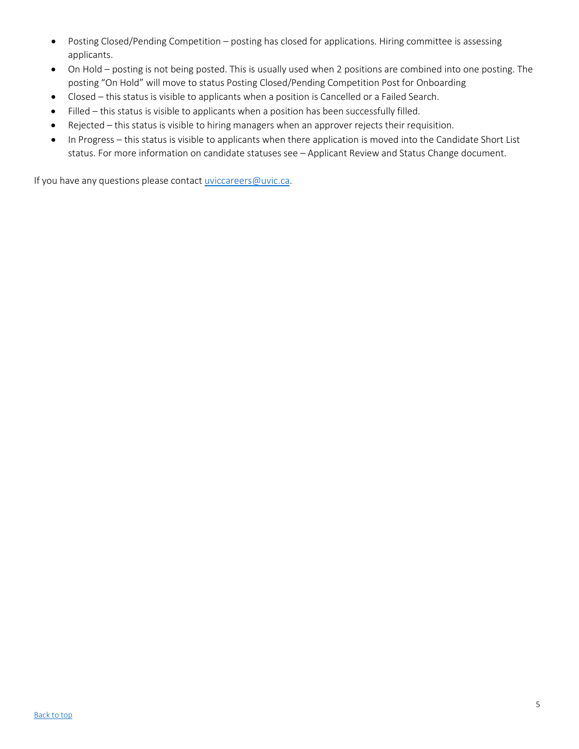- Posting Closed/Pending Competition – posting has closed for applications. Hiring committee is assessing applicants.
- On Hold – posting is not being posted. This is usually used when 2 positions are combined into one posting. The posting "On Hold" will move to status Posting Closed/Pending Competition Post for Onboarding
- Closed – this status is visible to applicants when a position is Cancelled or a Failed Search.
- Filled – this status is visible to applicants when a position has been successfully filled.
- Rejected – this status is visible to hiring managers when an approver rejects their requisition.
- In Progress – this status is visible to applicants when there application is moved into the Candidate Short List status. For more information on candidate statuses see – Applicant Review and Status Change document.

If you have any questions please contact uviccareers@uvic.ca.

Back to top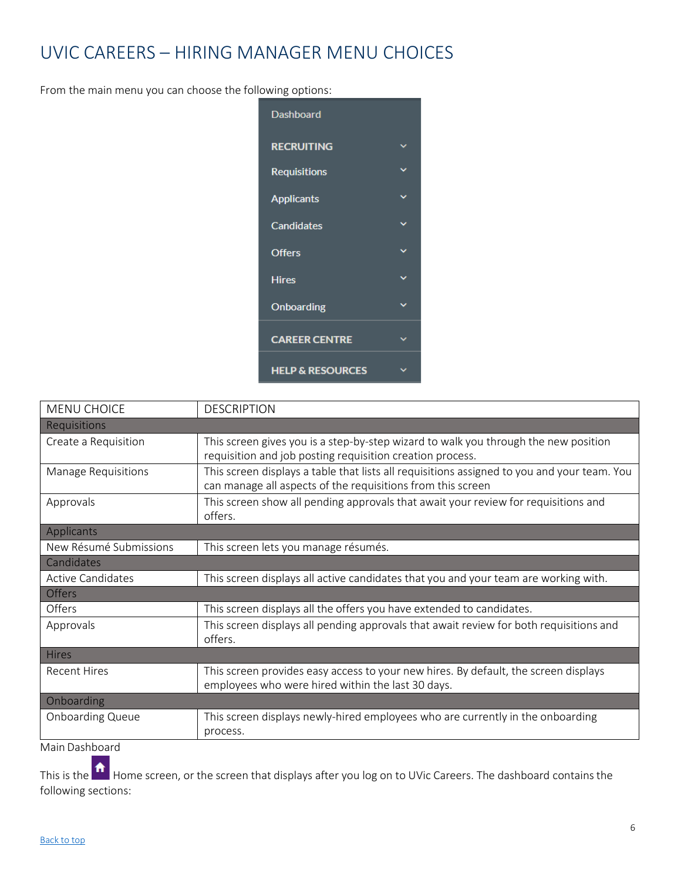# UVIC CAREERS – HIRING MANAGER MENU CHOICES

From the main menu you can choose the following options:

- Dashboard
- RECRUITING
  - Requisitions
  - Applicants
  - Candidates
  - Offers
  - Hires
  - Onboarding
- CAREER CENTRE
- HELP & RESOURCES

| MENU CHOICE | DESCRIPTION |
| --- | --- |
| Requisitions | |
| Create a Requisition | This screen gives you is a step-by-step wizard to walk you through the new position requisition and job posting requisition creation process. |
| Manage Requisitions | This screen displays a table that lists all requisitions assigned to you and your team. You can manage all aspects of the requisitions from this screen |
| Approvals | This screen show all pending approvals that await your review for requisitions and offers. |
| Applicants | |
| New Résumé Submissions | This screen lets you manage résumés. |
| Candidates | |
| Active Candidates | This screen displays all active candidates that you and your team are working with. |
| Offers | |
| Offers | This screen displays all the offers you have extended to candidates. |
| Approvals | This screen displays all pending approvals that await review for both requisitions and offers. |
| Hires | |
| Recent Hires | This screen provides easy access to your new hires. By default, the screen displays employees who were hired within the last 30 days. |
| Onboarding | |
| Onboarding Queue | This screen displays newly-hired employees who are currently in the onboarding process. |

Main Dashboard

This is the Home screen, or the screen that displays after you log on to UVic Careers. The dashboard contains the following sections:

[Back to top]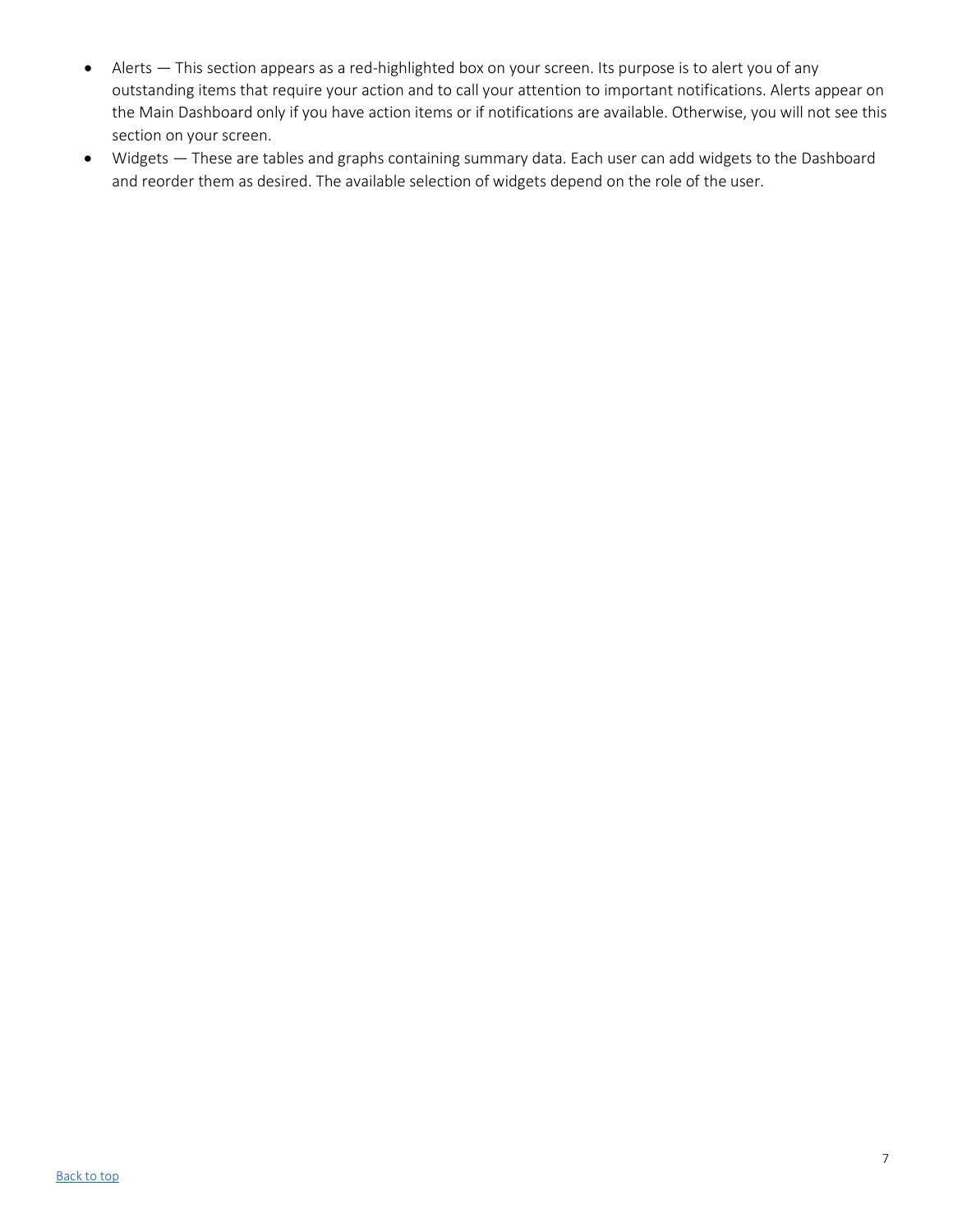- Alerts — This section appears as a red-highlighted box on your screen. Its purpose is to alert you of any outstanding items that require your action and to call your attention to important notifications. Alerts appear on the Main Dashboard only if you have action items or if notifications are available. Otherwise, you will not see this section on your screen.
- Widgets — These are tables and graphs containing summary data. Each user can add widgets to the Dashboard and reorder them as desired. The available selection of widgets depend on the role of the user.

Back to top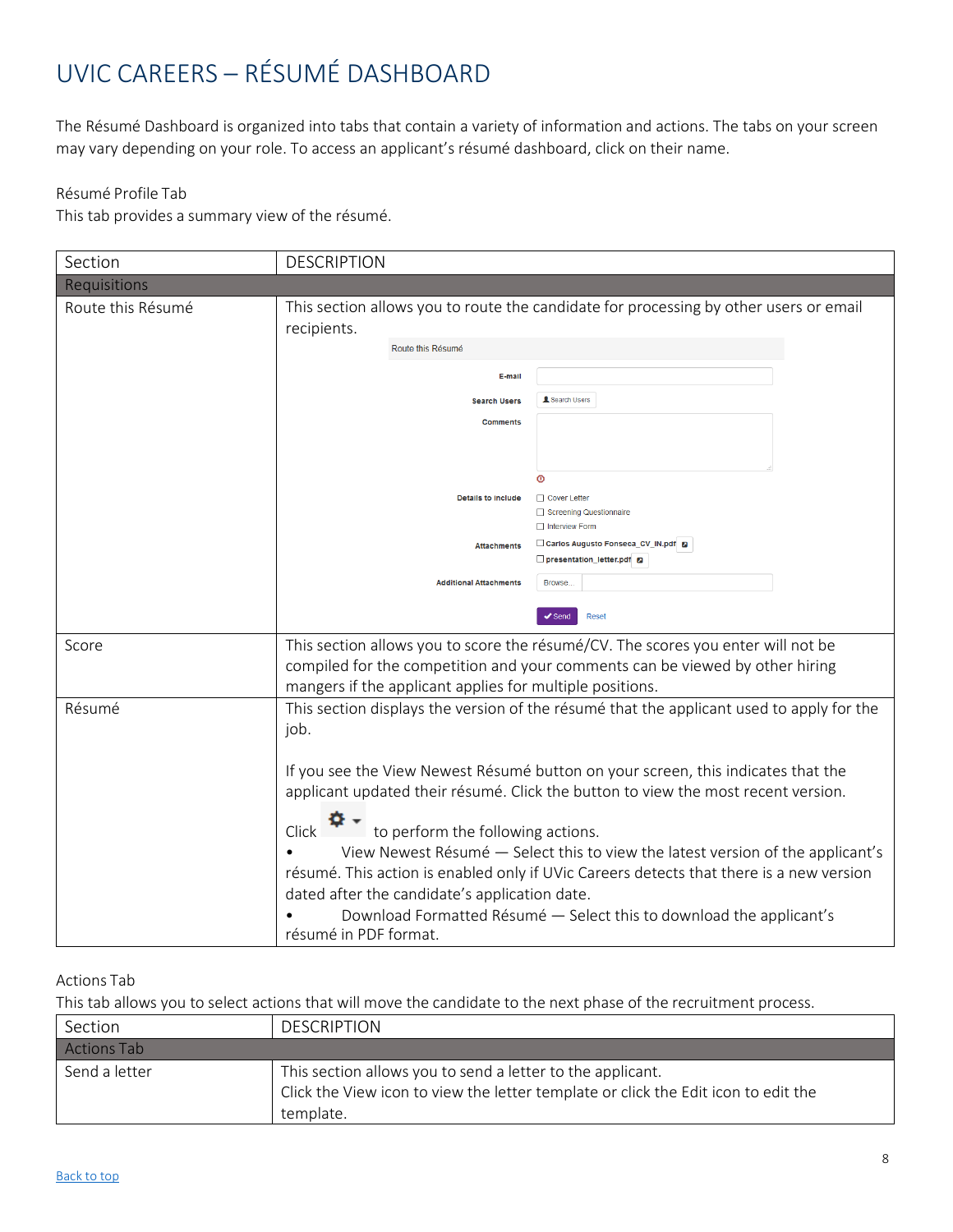# UVIC CAREERS – RÉSUMÉ DASHBOARD

The Résumé Dashboard is organized into tabs that contain a variety of information and actions. The tabs on your screen may vary depending on your role. To access an applicant's résumé dashboard, click on their name.

Résumé Profile Tab

This tab provides a summary view of the résumé.

| Section | DESCRIPTION |
| --- | --- |
| Requisitions | |
| Route this Résumé | This section allows you to route the candidate for processing by other users or email recipients. |
| Score | This section allows you to score the résumé/CV. The scores you enter will not be compiled for the competition and your comments can be viewed by other hiring mangers if the applicant applies for multiple positions. |
| Résumé | This section displays the version of the résumé that the applicant used to apply for the job.<br><br>If you see the View Newest Résumé button on your screen, this indicates that the applicant updated their résumé. Click the button to view the most recent version.<br><br>Click to perform the following actions.<br>• View Newest Résumé — Select this to view the latest version of the applicant's résumé. This action is enabled only if UVic Careers detects that there is a new version dated after the candidate's application date.<br>• Download Formatted Résumé — Select this to download the applicant's résumé in PDF format. |

Actions Tab

This tab allows you to select actions that will move the candidate to the next phase of the recruitment process.

| Section | DESCRIPTION |
| --- | --- |
| Actions Tab | |
| Send a letter | This section allows you to send a letter to the applicant.<br>Click the View icon to view the letter template or click the Edit icon to edit the template. |

Back to top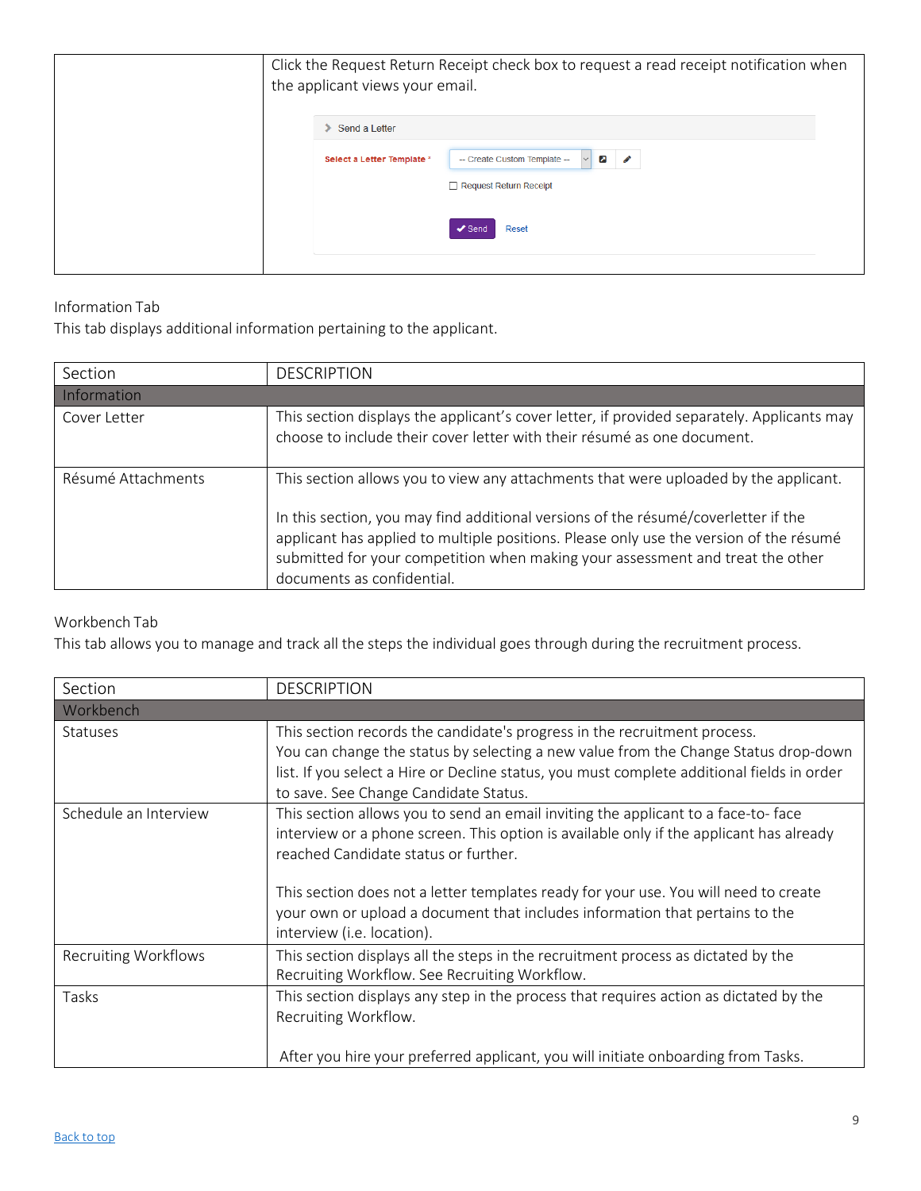| | Click the Request Return Receipt check box to request a read receipt notification when the applicant views your email. |
|---|---|

Information Tab

This tab displays additional information pertaining to the applicant.

| Section | DESCRIPTION |
|---|---|
| Information | |
| Cover Letter | This section displays the applicant's cover letter, if provided separately. Applicants may choose to include their cover letter with their résumé as one document. |
| Résumé Attachments | This section allows you to view any attachments that were uploaded by the applicant.<br><br>In this section, you may find additional versions of the résumé/coverletter if the applicant has applied to multiple positions. Please only use the version of the résumé submitted for your competition when making your assessment and treat the other documents as confidential. |

Workbench Tab

This tab allows you to manage and track all the steps the individual goes through during the recruitment process.

| Section | DESCRIPTION |
|---|---|
| Workbench | |
| Statuses | This section records the candidate's progress in the recruitment process.<br>You can change the status by selecting a new value from the Change Status drop-down list. If you select a Hire or Decline status, you must complete additional fields in order to save. See Change Candidate Status. |
| Schedule an Interview | This section allows you to send an email inviting the applicant to a face-to- face interview or a phone screen. This option is available only if the applicant has already reached Candidate status or further.<br><br>This section does not a letter templates ready for your use. You will need to create your own or upload a document that includes information that pertains to the interview (i.e. location). |
| Recruiting Workflows | This section displays all the steps in the recruitment process as dictated by the Recruiting Workflow. See Recruiting Workflow. |
| Tasks | This section displays any step in the process that requires action as dictated by the Recruiting Workflow.<br><br>After you hire your preferred applicant, you will initiate onboarding from Tasks. |

Back to top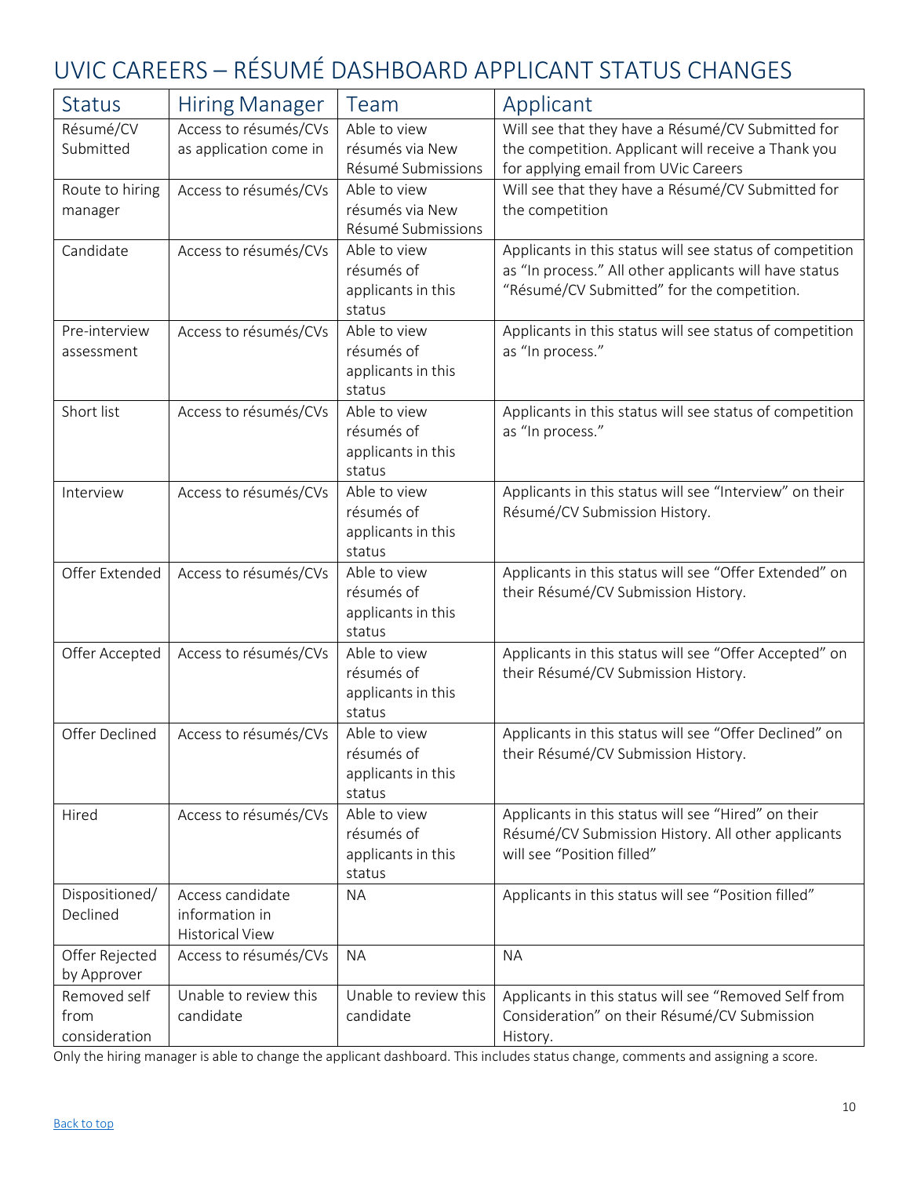# UVIC CAREERS – RÉSUMÉ DASHBOARD APPLICANT STATUS CHANGES

| Status | Hiring Manager | Team | Applicant |
|---|---|---|---|
| Résumé/CV Submitted | Access to résumés/CVs as application come in | Able to view résumés via New Résumé Submissions | Will see that they have a Résumé/CV Submitted for the competition. Applicant will receive a Thank you for applying email from UVic Careers |
| Route to hiring manager | Access to résumés/CVs | Able to view résumés via New Résumé Submissions | Will see that they have a Résumé/CV Submitted for the competition |
| Candidate | Access to résumés/CVs | Able to view résumés of applicants in this status | Applicants in this status will see status of competition as "In process." All other applicants will have status "Résumé/CV Submitted" for the competition. |
| Pre-interview assessment | Access to résumés/CVs | Able to view résumés of applicants in this status | Applicants in this status will see status of competition as "In process." |
| Short list | Access to résumés/CVs | Able to view résumés of applicants in this status | Applicants in this status will see status of competition as "In process." |
| Interview | Access to résumés/CVs | Able to view résumés of applicants in this status | Applicants in this status will see "Interview" on their Résumé/CV Submission History. |
| Offer Extended | Access to résumés/CVs | Able to view résumés of applicants in this status | Applicants in this status will see "Offer Extended" on their Résumé/CV Submission History. |
| Offer Accepted | Access to résumés/CVs | Able to view résumés of applicants in this status | Applicants in this status will see "Offer Accepted" on their Résumé/CV Submission History. |
| Offer Declined | Access to résumés/CVs | Able to view résumés of applicants in this status | Applicants in this status will see "Offer Declined" on their Résumé/CV Submission History. |
| Hired | Access to résumés/CVs | Able to view résumés of applicants in this status | Applicants in this status will see "Hired" on their Résumé/CV Submission History. All other applicants will see "Position filled" |
| Dispositioned/ Declined | Access candidate information in Historical View | NA | Applicants in this status will see "Position filled" |
| Offer Rejected by Approver | Access to résumés/CVs | NA | NA |
| Removed self from consideration | Unable to review this candidate | Unable to review this candidate | Applicants in this status will see "Removed Self from Consideration" on their Résumé/CV Submission History. |

Only the hiring manager is able to change the applicant dashboard. This includes status change, comments and assigning a score.

Back to top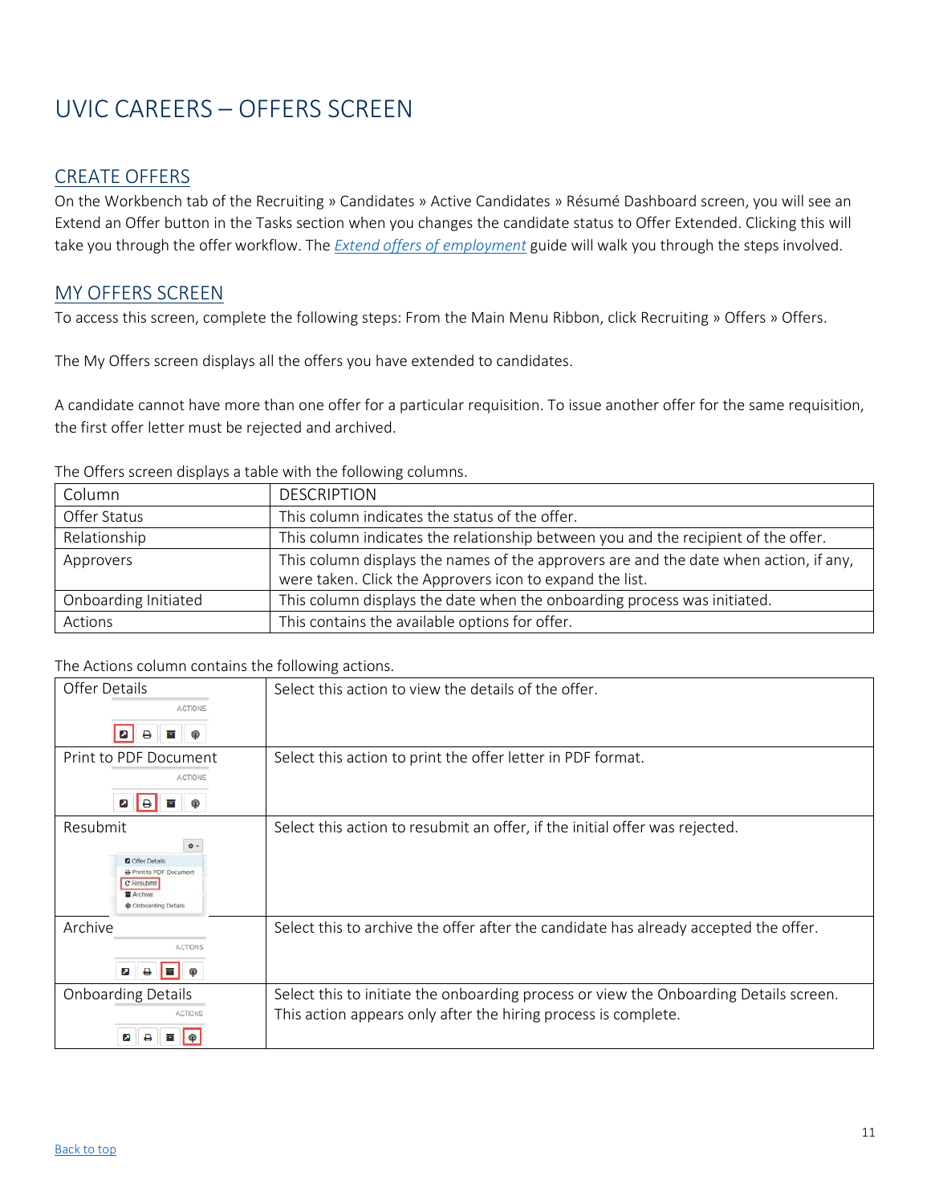# UVIC CAREERS – OFFERS SCREEN

## CREATE OFFERS

On the Workbench tab of the Recruiting » Candidates » Active Candidates » Résumé Dashboard screen, you will see an Extend an Offer button in the Tasks section when you changes the candidate status to Offer Extended. Clicking this will take you through the offer workflow. The *Extend offers of employment* guide will walk you through the steps involved.

## MY OFFERS SCREEN

To access this screen, complete the following steps: From the Main Menu Ribbon, click Recruiting » Offers » Offers.

The My Offers screen displays all the offers you have extended to candidates.

A candidate cannot have more than one offer for a particular requisition. To issue another offer for the same requisition, the first offer letter must be rejected and archived.

The Offers screen displays a table with the following columns.

| Column | DESCRIPTION |
| --- | --- |
| Offer Status | This column indicates the status of the offer. |
| Relationship | This column indicates the relationship between you and the recipient of the offer. |
| Approvers | This column displays the names of the approvers are and the date when action, if any, were taken. Click the Approvers icon to expand the list. |
| Onboarding Initiated | This column displays the date when the onboarding process was initiated. |
| Actions | This contains the available options for offer. |

The Actions column contains the following actions.

| Action | Description |
| --- | --- |
| Offer Details | Select this action to view the details of the offer. |
| Print to PDF Document | Select this action to print the offer letter in PDF format. |
| Resubmit | Select this action to resubmit an offer, if the initial offer was rejected. |
| Archive | Select this to archive the offer after the candidate has already accepted the offer. |
| Onboarding Details | Select this to initiate the onboarding process or view the Onboarding Details screen. This action appears only after the hiring process is complete. |

Back to top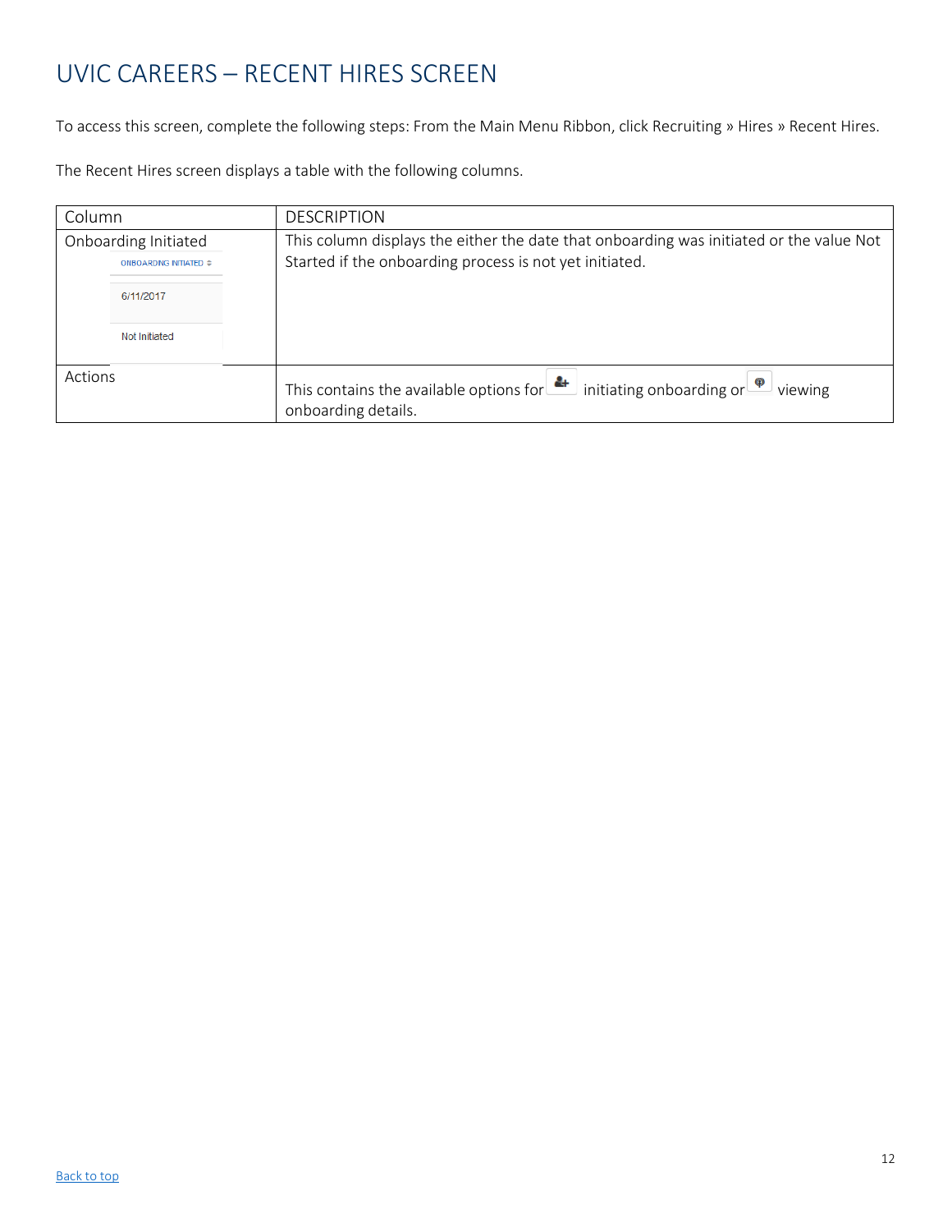# UVIC CAREERS – RECENT HIRES SCREEN

To access this screen, complete the following steps: From the Main Menu Ribbon, click Recruiting » Hires » Recent Hires.

The Recent Hires screen displays a table with the following columns.

| Column | DESCRIPTION |
| --- | --- |
| Onboarding Initiated<br>ONBOARDING INITIATED ⇕<br>6/11/2017<br>Not Initiated | This column displays the either the date that onboarding was initiated or the value Not Started if the onboarding process is not yet initiated. |
| Actions | This contains the available options for initiating onboarding or viewing onboarding details. |

Back to top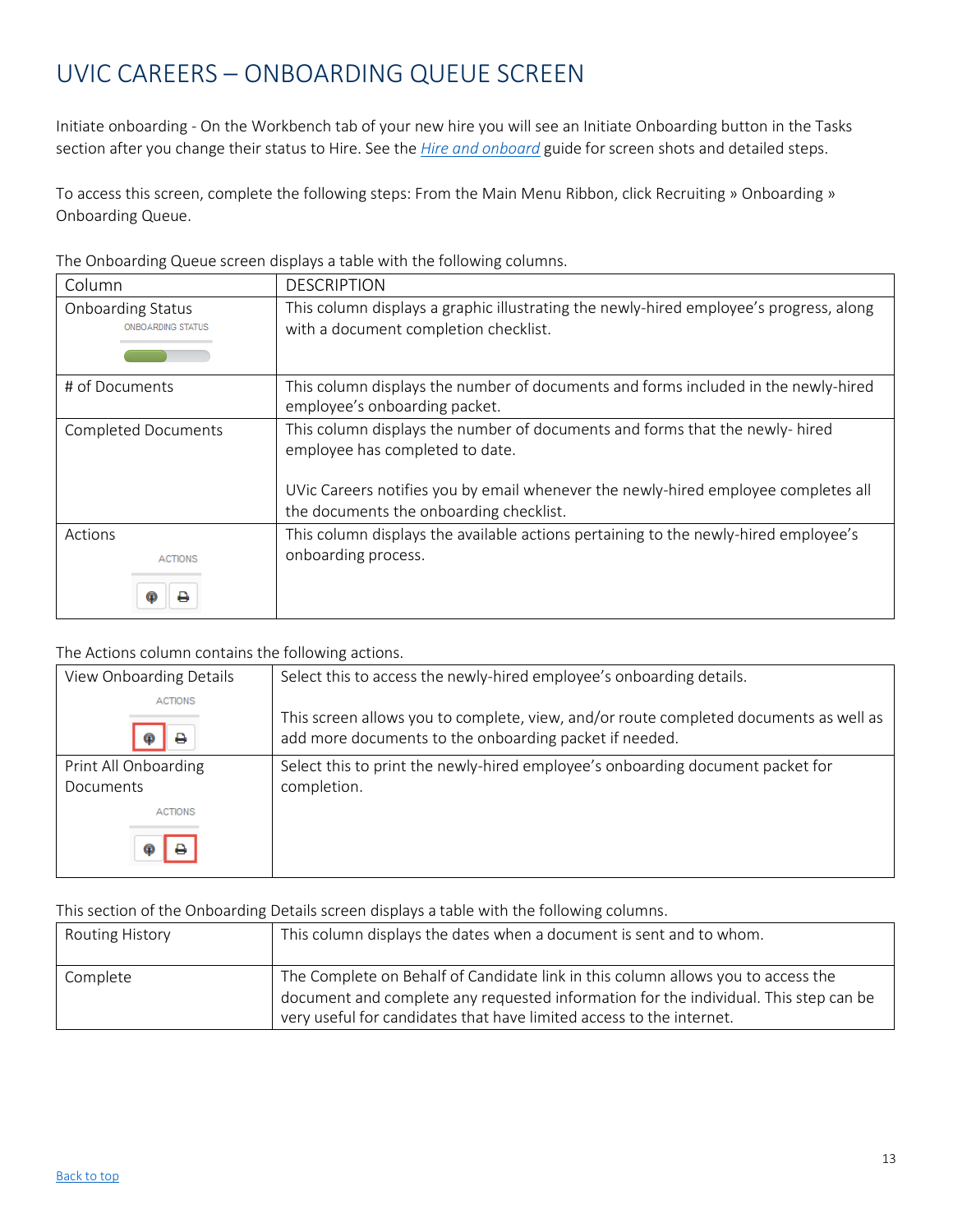# UVIC CAREERS – ONBOARDING QUEUE SCREEN

Initiate onboarding - On the Workbench tab of your new hire you will see an Initiate Onboarding button in the Tasks section after you change their status to Hire. See the *Hire and onboard* guide for screen shots and detailed steps.

To access this screen, complete the following steps: From the Main Menu Ribbon, click Recruiting » Onboarding » Onboarding Queue.

The Onboarding Queue screen displays a table with the following columns.

| Column | DESCRIPTION |
| --- | --- |
| Onboarding Status | This column displays a graphic illustrating the newly-hired employee's progress, along with a document completion checklist. |
| # of Documents | This column displays the number of documents and forms included in the newly-hired employee's onboarding packet. |
| Completed Documents | This column displays the number of documents and forms that the newly- hired employee has completed to date.<br><br>UVic Careers notifies you by email whenever the newly-hired employee completes all the documents the onboarding checklist. |
| Actions | This column displays the available actions pertaining to the newly-hired employee's onboarding process. |

The Actions column contains the following actions.

| | |
| --- | --- |
| View Onboarding Details | Select this to access the newly-hired employee's onboarding details.<br><br>This screen allows you to complete, view, and/or route completed documents as well as add more documents to the onboarding packet if needed. |
| Print All Onboarding Documents | Select this to print the newly-hired employee's onboarding document packet for completion. |

This section of the Onboarding Details screen displays a table with the following columns.

| | |
| --- | --- |
| Routing History | This column displays the dates when a document is sent and to whom. |
| Complete | The Complete on Behalf of Candidate link in this column allows you to access the document and complete any requested information for the individual. This step can be very useful for candidates that have limited access to the internet. |

Back to top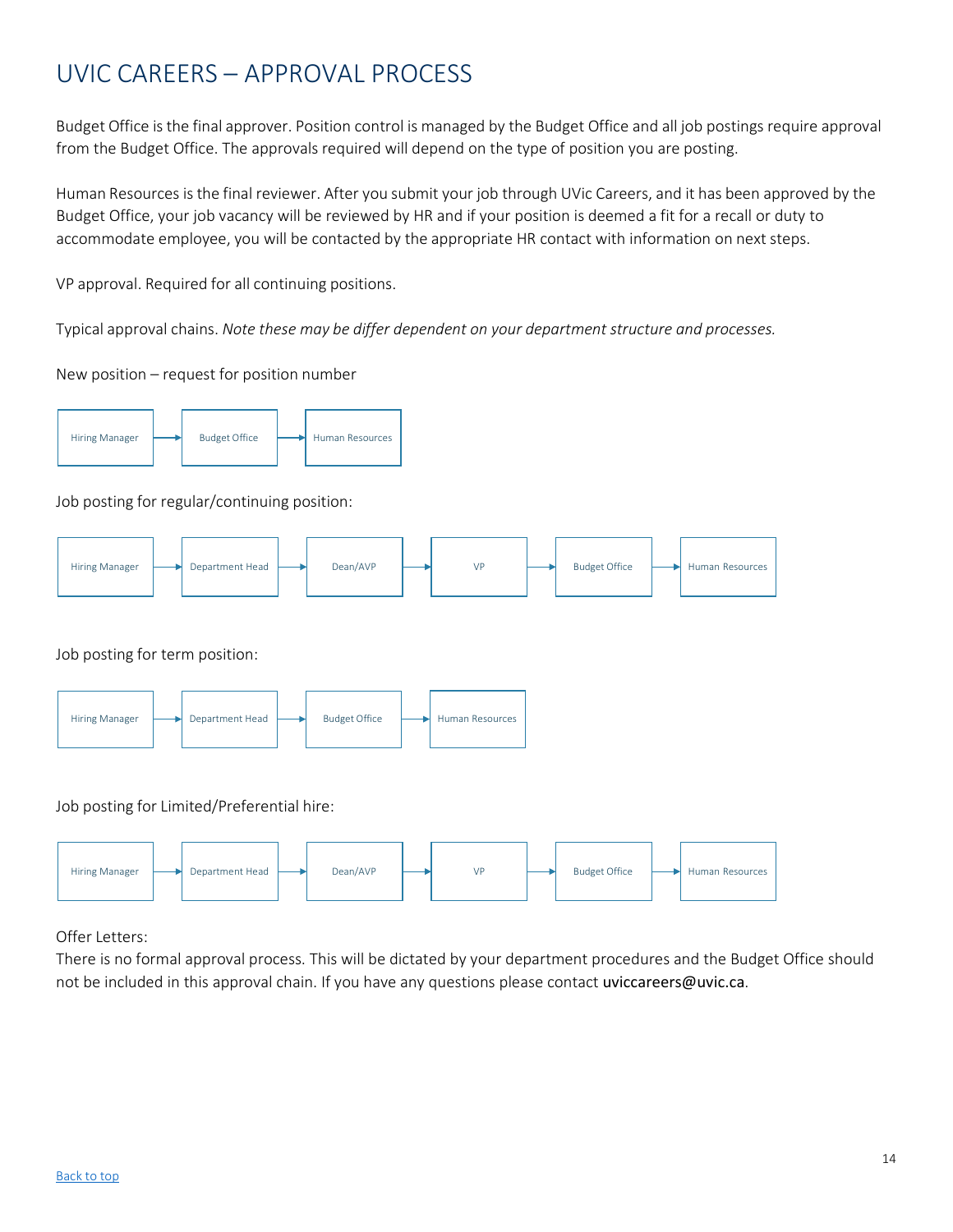# UVIC CAREERS – APPROVAL PROCESS

Budget Office is the final approver. Position control is managed by the Budget Office and all job postings require approval from the Budget Office. The approvals required will depend on the type of position you are posting.

Human Resources is the final reviewer. After you submit your job through UVic Careers, and it has been approved by the Budget Office, your job vacancy will be reviewed by HR and if your position is deemed a fit for a recall or duty to accommodate employee, you will be contacted by the appropriate HR contact with information on next steps.

VP approval. Required for all continuing positions.

Typical approval chains. *Note these may be differ dependent on your department structure and processes.*

New position – request for position number

Hiring Manager → Budget Office → Human Resources

Job posting for regular/continuing position:

Hiring Manager → Department Head → Dean/AVP → VP → Budget Office → Human Resources

Job posting for term position:

Hiring Manager → Department Head → Budget Office → Human Resources

Job posting for Limited/Preferential hire:

Hiring Manager → Department Head → Dean/AVP → VP → Budget Office → Human Resources

Offer Letters:
There is no formal approval process. This will be dictated by your department procedures and the Budget Office should not be included in this approval chain. If you have any questions please contact uviccareers@uvic.ca.

Back to top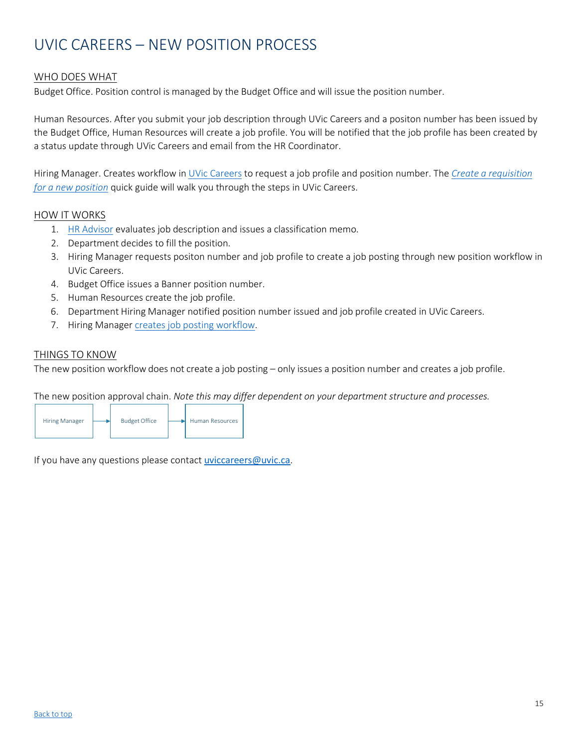# UVIC CAREERS – NEW POSITION PROCESS

## WHO DOES WHAT

Budget Office. Position control is managed by the Budget Office and will issue the position number.

Human Resources. After you submit your job description through UVic Careers and a positon number has been issued by the Budget Office, Human Resources will create a job profile. You will be notified that the job profile has been created by a status update through UVic Careers and email from the HR Coordinator.

Hiring Manager. Creates workflow in UVic Careers to request a job profile and position number. The *Create a requisition for a new position* quick guide will walk you through the steps in UVic Careers.

## HOW IT WORKS

1. HR Advisor evaluates job description and issues a classification memo.
2. Department decides to fill the position.
3. Hiring Manager requests positon number and job profile to create a job posting through new position workflow in UVic Careers.
4. Budget Office issues a Banner position number.
5. Human Resources create the job profile.
6. Department Hiring Manager notified position number issued and job profile created in UVic Careers.
7. Hiring Manager creates job posting workflow.

## THINGS TO KNOW

The new position workflow does not create a job posting – only issues a position number and creates a job profile.

The new position approval chain. *Note this may differ dependent on your department structure and processes.*

Hiring Manager → Budget Office → Human Resources

If you have any questions please contact uviccareers@uvic.ca.

Back to top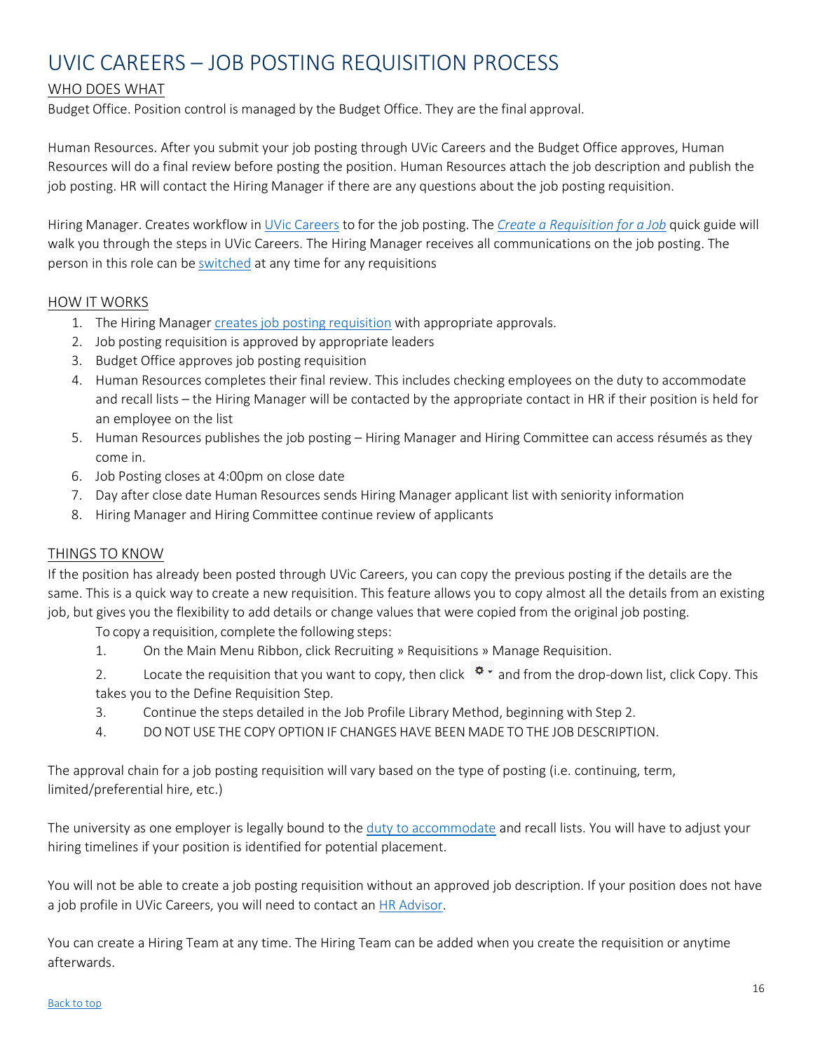# UVIC CAREERS – JOB POSTING REQUISITION PROCESS

## WHO DOES WHAT

Budget Office. Position control is managed by the Budget Office. They are the final approval.

Human Resources. After you submit your job posting through UVic Careers and the Budget Office approves, Human Resources will do a final review before posting the position. Human Resources attach the job description and publish the job posting. HR will contact the Hiring Manager if there are any questions about the job posting requisition.

Hiring Manager. Creates workflow in UVic Careers to for the job posting. The *Create a Requisition for a Job* quick guide will walk you through the steps in UVic Careers. The Hiring Manager receives all communications on the job posting. The person in this role can be switched at any time for any requisitions

## HOW IT WORKS

1. The Hiring Manager creates job posting requisition with appropriate approvals.
2. Job posting requisition is approved by appropriate leaders
3. Budget Office approves job posting requisition
4. Human Resources completes their final review. This includes checking employees on the duty to accommodate and recall lists – the Hiring Manager will be contacted by the appropriate contact in HR if their position is held for an employee on the list
5. Human Resources publishes the job posting – Hiring Manager and Hiring Committee can access résumés as they come in.
6. Job Posting closes at 4:00pm on close date
7. Day after close date Human Resources sends Hiring Manager applicant list with seniority information
8. Hiring Manager and Hiring Committee continue review of applicants

## THINGS TO KNOW

If the position has already been posted through UVic Careers, you can copy the previous posting if the details are the same. This is a quick way to create a new requisition. This feature allows you to copy almost all the details from an existing job, but gives you the flexibility to add details or change values that were copied from the original job posting.

To copy a requisition, complete the following steps:

1. On the Main Menu Ribbon, click Recruiting » Requisitions » Manage Requisition.
2. Locate the requisition that you want to copy, then click ⚙▾ and from the drop-down list, click Copy. This takes you to the Define Requisition Step.
3. Continue the steps detailed in the Job Profile Library Method, beginning with Step 2.
4. DO NOT USE THE COPY OPTION IF CHANGES HAVE BEEN MADE TO THE JOB DESCRIPTION.

The approval chain for a job posting requisition will vary based on the type of posting (i.e. continuing, term, limited/preferential hire, etc.)

The university as one employer is legally bound to the duty to accommodate and recall lists. You will have to adjust your hiring timelines if your position is identified for potential placement.

You will not be able to create a job posting requisition without an approved job description. If your position does not have a job profile in UVic Careers, you will need to contact an HR Advisor.

You can create a Hiring Team at any time. The Hiring Team can be added when you create the requisition or anytime afterwards.

Back to top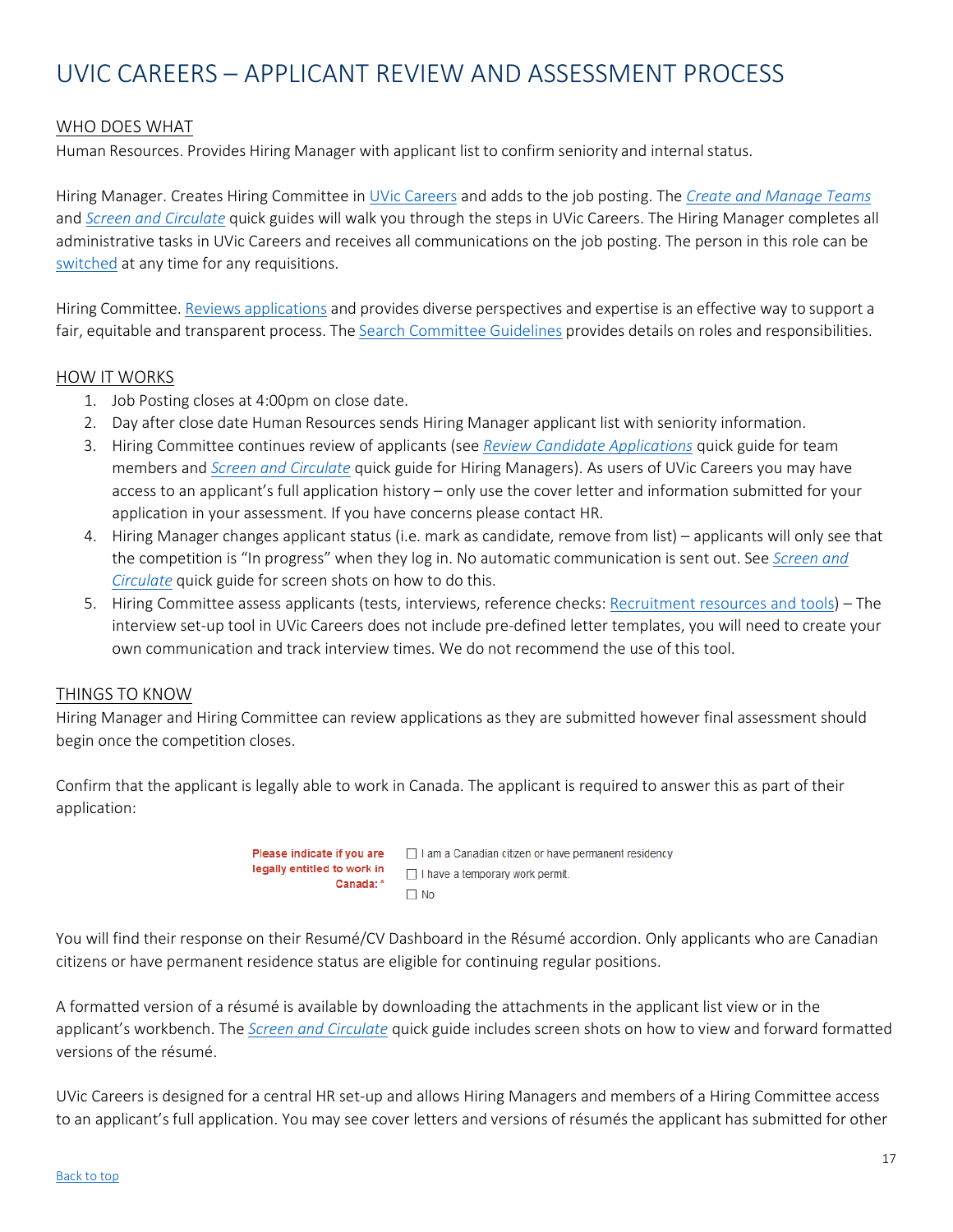# UVIC CAREERS – APPLICANT REVIEW AND ASSESSMENT PROCESS

## WHO DOES WHAT

Human Resources. Provides Hiring Manager with applicant list to confirm seniority and internal status.

Hiring Manager. Creates Hiring Committee in UVic Careers and adds to the job posting. The *Create and Manage Teams* and *Screen and Circulate* quick guides will walk you through the steps in UVic Careers. The Hiring Manager completes all administrative tasks in UVic Careers and receives all communications on the job posting. The person in this role can be switched at any time for any requisitions.

Hiring Committee. Reviews applications and provides diverse perspectives and expertise is an effective way to support a fair, equitable and transparent process. The Search Committee Guidelines provides details on roles and responsibilities.

## HOW IT WORKS

1. Job Posting closes at 4:00pm on close date.
2. Day after close date Human Resources sends Hiring Manager applicant list with seniority information.
3. Hiring Committee continues review of applicants (see *Review Candidate Applications* quick guide for team members and *Screen and Circulate* quick guide for Hiring Managers). As users of UVic Careers you may have access to an applicant's full application history – only use the cover letter and information submitted for your application in your assessment. If you have concerns please contact HR.
4. Hiring Manager changes applicant status (i.e. mark as candidate, remove from list) – applicants will only see that the competition is "In progress" when they log in. No automatic communication is sent out. See *Screen and Circulate* quick guide for screen shots on how to do this.
5. Hiring Committee assess applicants (tests, interviews, reference checks: Recruitment resources and tools) – The interview set-up tool in UVic Careers does not include pre-defined letter templates, you will need to create your own communication and track interview times. We do not recommend the use of this tool.

## THINGS TO KNOW

Hiring Manager and Hiring Committee can review applications as they are submitted however final assessment should begin once the competition closes.

Confirm that the applicant is legally able to work in Canada. The applicant is required to answer this as part of their application:

**Please indicate if you are legally entitled to work in Canada:** *

- ☐ I am a Canadian citizen or have permanent residency
- ☐ I have a temporary work permit.
- ☐ No

You will find their response on their Resumé/CV Dashboard in the Résumé accordion. Only applicants who are Canadian citizens or have permanent residence status are eligible for continuing regular positions.

A formatted version of a résumé is available by downloading the attachments in the applicant list view or in the applicant's workbench. The *Screen and Circulate* quick guide includes screen shots on how to view and forward formatted versions of the résumé.

UVic Careers is designed for a central HR set-up and allows Hiring Managers and members of a Hiring Committee access to an applicant's full application. You may see cover letters and versions of résumés the applicant has submitted for other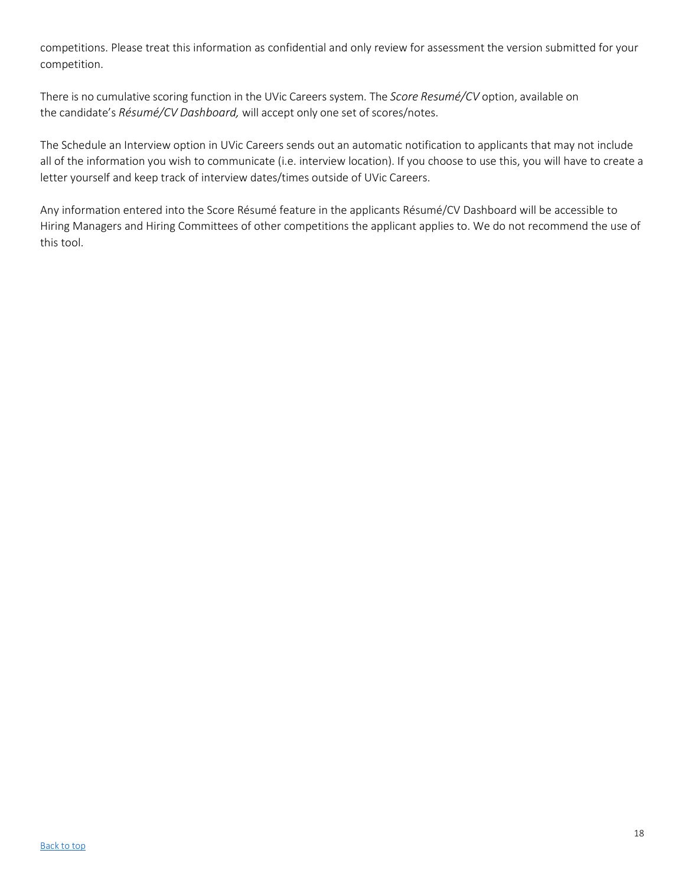competitions. Please treat this information as confidential and only review for assessment the version submitted for your competition.

There is no cumulative scoring function in the UVic Careers system. The *Score Resumé/CV* option, available on the candidate's *Résumé/CV Dashboard,* will accept only one set of scores/notes.

The Schedule an Interview option in UVic Careers sends out an automatic notification to applicants that may not include all of the information you wish to communicate (i.e. interview location). If you choose to use this, you will have to create a letter yourself and keep track of interview dates/times outside of UVic Careers.

Any information entered into the Score Résumé feature in the applicants Résumé/CV Dashboard will be accessible to Hiring Managers and Hiring Committees of other competitions the applicant applies to. We do not recommend the use of this tool.

Back to top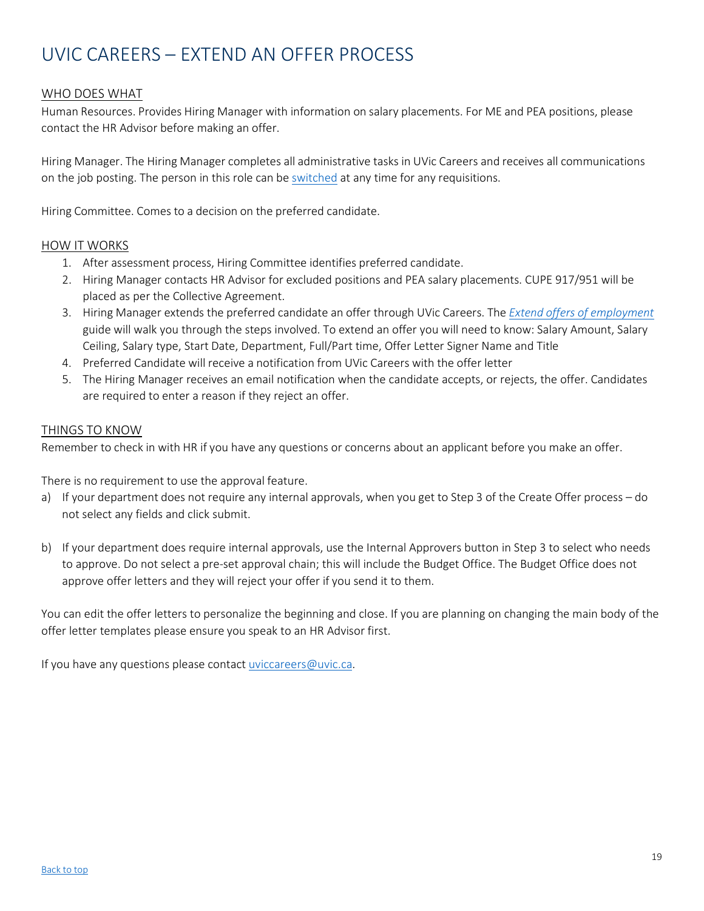# UVIC CAREERS – EXTEND AN OFFER PROCESS

## WHO DOES WHAT

Human Resources. Provides Hiring Manager with information on salary placements. For ME and PEA positions, please contact the HR Advisor before making an offer.

Hiring Manager. The Hiring Manager completes all administrative tasks in UVic Careers and receives all communications on the job posting. The person in this role can be switched at any time for any requisitions.

Hiring Committee. Comes to a decision on the preferred candidate.

## HOW IT WORKS

1. After assessment process, Hiring Committee identifies preferred candidate.
2. Hiring Manager contacts HR Advisor for excluded positions and PEA salary placements. CUPE 917/951 will be placed as per the Collective Agreement.
3. Hiring Manager extends the preferred candidate an offer through UVic Careers. The *Extend offers of employment* guide will walk you through the steps involved. To extend an offer you will need to know: Salary Amount, Salary Ceiling, Salary type, Start Date, Department, Full/Part time, Offer Letter Signer Name and Title
4. Preferred Candidate will receive a notification from UVic Careers with the offer letter
5. The Hiring Manager receives an email notification when the candidate accepts, or rejects, the offer. Candidates are required to enter a reason if they reject an offer.

## THINGS TO KNOW

Remember to check in with HR if you have any questions or concerns about an applicant before you make an offer.

There is no requirement to use the approval feature.

a) If your department does not require any internal approvals, when you get to Step 3 of the Create Offer process – do not select any fields and click submit.

b) If your department does require internal approvals, use the Internal Approvers button in Step 3 to select who needs to approve. Do not select a pre-set approval chain; this will include the Budget Office. The Budget Office does not approve offer letters and they will reject your offer if you send it to them.

You can edit the offer letters to personalize the beginning and close. If you are planning on changing the main body of the offer letter templates please ensure you speak to an HR Advisor first.

If you have any questions please contact uviccareers@uvic.ca.

Back to top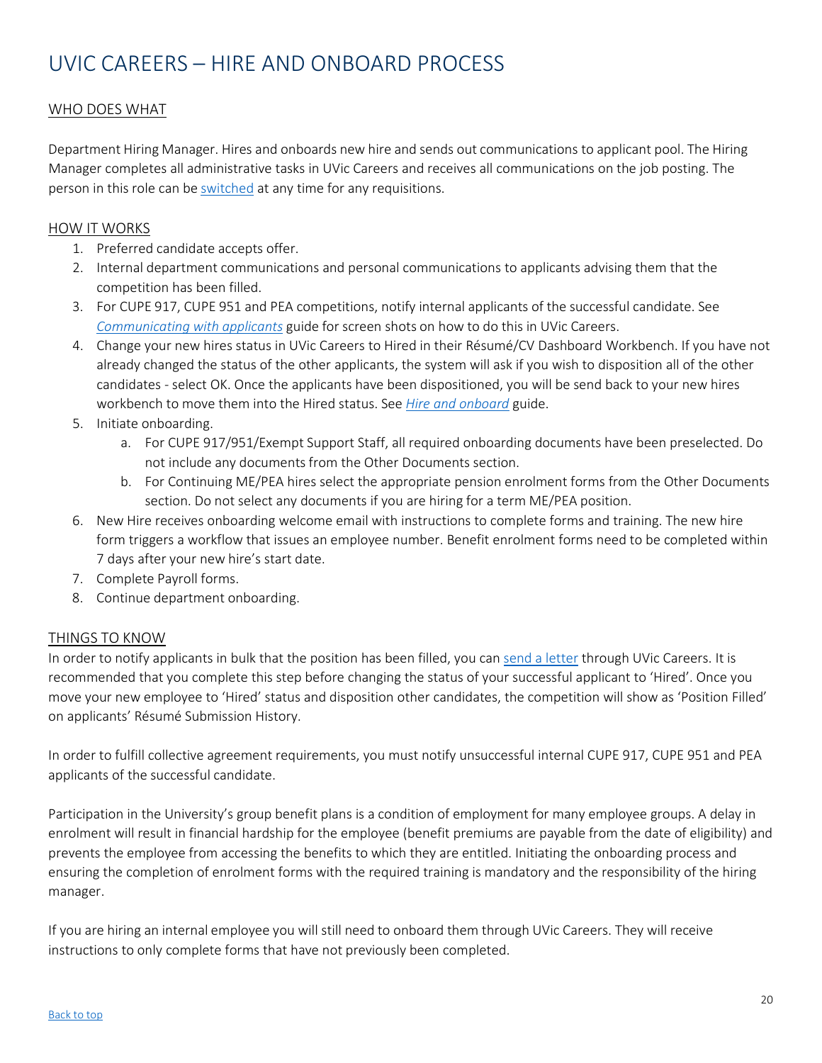# UVIC CAREERS – HIRE AND ONBOARD PROCESS

## WHO DOES WHAT

Department Hiring Manager. Hires and onboards new hire and sends out communications to applicant pool. The Hiring Manager completes all administrative tasks in UVic Careers and receives all communications on the job posting. The person in this role can be switched at any time for any requisitions.

## HOW IT WORKS

1. Preferred candidate accepts offer.
2. Internal department communications and personal communications to applicants advising them that the competition has been filled.
3. For CUPE 917, CUPE 951 and PEA competitions, notify internal applicants of the successful candidate. See *Communicating with applicants* guide for screen shots on how to do this in UVic Careers.
4. Change your new hires status in UVic Careers to Hired in their Résumé/CV Dashboard Workbench. If you have not already changed the status of the other applicants, the system will ask if you wish to disposition all of the other candidates - select OK. Once the applicants have been dispositioned, you will be send back to your new hires workbench to move them into the Hired status. See *Hire and onboard* guide.
5. Initiate onboarding.
   a. For CUPE 917/951/Exempt Support Staff, all required onboarding documents have been preselected. Do not include any documents from the Other Documents section.
   b. For Continuing ME/PEA hires select the appropriate pension enrolment forms from the Other Documents section. Do not select any documents if you are hiring for a term ME/PEA position.
6. New Hire receives onboarding welcome email with instructions to complete forms and training. The new hire form triggers a workflow that issues an employee number. Benefit enrolment forms need to be completed within 7 days after your new hire's start date.
7. Complete Payroll forms.
8. Continue department onboarding.

## THINGS TO KNOW

In order to notify applicants in bulk that the position has been filled, you can send a letter through UVic Careers. It is recommended that you complete this step before changing the status of your successful applicant to 'Hired'. Once you move your new employee to 'Hired' status and disposition other candidates, the competition will show as 'Position Filled' on applicants' Résumé Submission History.

In order to fulfill collective agreement requirements, you must notify unsuccessful internal CUPE 917, CUPE 951 and PEA applicants of the successful candidate.

Participation in the University's group benefit plans is a condition of employment for many employee groups. A delay in enrolment will result in financial hardship for the employee (benefit premiums are payable from the date of eligibility) and prevents the employee from accessing the benefits to which they are entitled. Initiating the onboarding process and ensuring the completion of enrolment forms with the required training is mandatory and the responsibility of the hiring manager.

If you are hiring an internal employee you will still need to onboard them through UVic Careers. They will receive instructions to only complete forms that have not previously been completed.

Back to top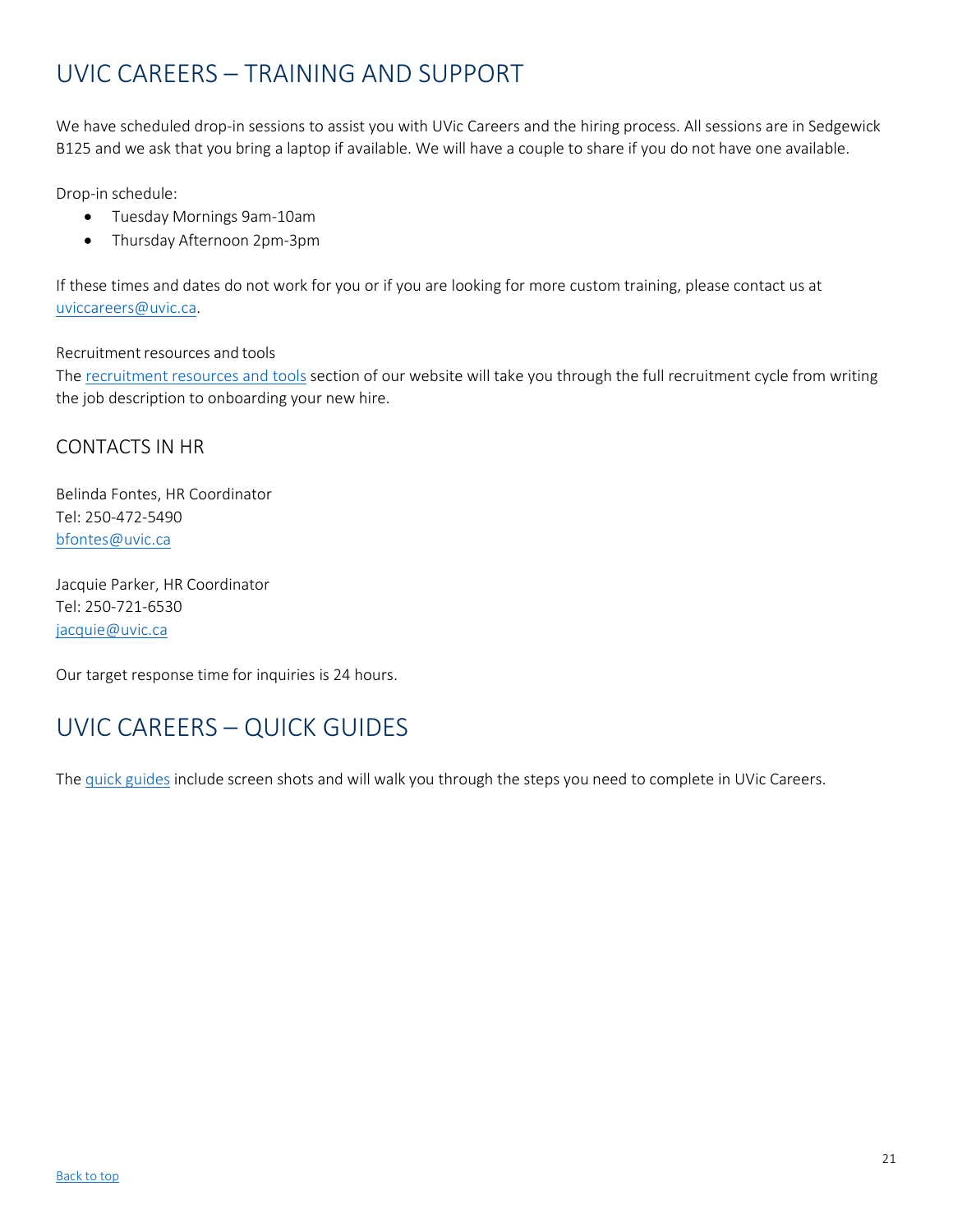# UVIC CAREERS – TRAINING AND SUPPORT

We have scheduled drop-in sessions to assist you with UVic Careers and the hiring process. All sessions are in Sedgewick B125 and we ask that you bring a laptop if available. We will have a couple to share if you do not have one available.

Drop-in schedule:

- Tuesday Mornings 9am-10am
- Thursday Afternoon 2pm-3pm

If these times and dates do not work for you or if you are looking for more custom training, please contact us at uviccareers@uvic.ca.

Recruitment resources and tools

The recruitment resources and tools section of our website will take you through the full recruitment cycle from writing the job description to onboarding your new hire.

## CONTACTS IN HR

Belinda Fontes, HR Coordinator
Tel: 250-472-5490
bfontes@uvic.ca

Jacquie Parker, HR Coordinator
Tel: 250-721-6530
jacquie@uvic.ca

Our target response time for inquiries is 24 hours.

# UVIC CAREERS – QUICK GUIDES

The quick guides include screen shots and will walk you through the steps you need to complete in UVic Careers.

Back to top